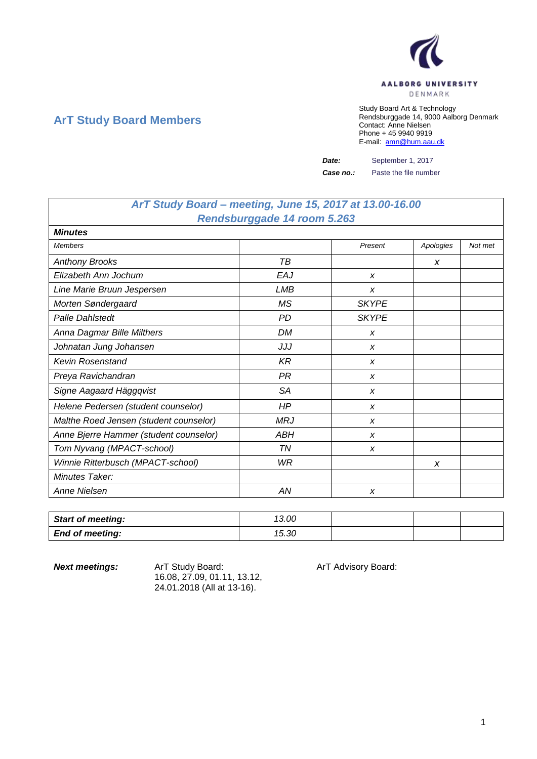AALBORG UNIVERSITY
DENMARK

## ArT Study Board Members

Study Board Art & Technology
Rendsburggade 14, 9000 Aalborg Denmark
Contact: Anne Nielsen
Phone + 45 9940 9919
E-mail: amn@hum.aau.dk

***Date:*** September 1, 2017
***Case no.:*** Paste the file number

| ***ArT Study Board – meeting, June 15, 2017 at 13.00-16.00 Rendsburggade 14 room 5.263*** | | | | |
|---|---|---|---|---|
| ***Minutes*** | | | | |
| *Members* | | *Present* | *Apologies* | *Not met* |
| *Anthony Brooks* | *TB* | | *x* | |
| *Elizabeth Ann Jochum* | *EAJ* | *x* | | |
| *Line Marie Bruun Jespersen* | *LMB* | *x* | | |
| *Morten Søndergaard* | *MS* | *SKYPE* | | |
| *Palle Dahlstedt* | *PD* | *SKYPE* | | |
| *Anna Dagmar Bille Milthers* | *DM* | *x* | | |
| *Johnatan Jung Johansen* | *JJJ* | *x* | | |
| *Kevin Rosenstand* | *KR* | *x* | | |
| *Preya Ravichandran* | *PR* | *x* | | |
| *Signe Aagaard Häggqvist* | *SA* | *x* | | |
| *Helene Pedersen (student counselor)* | *HP* | *x* | | |
| *Malthe Roed Jensen (student counselor)* | *MRJ* | *x* | | |
| *Anne Bjerre Hammer (student counselor)* | *ABH* | *x* | | |
| *Tom Nyvang (MPACT-school)* | *TN* | *x* | | |
| *Winnie Ritterbusch (MPACT-school)* | *WR* | | *x* | |
| *Minutes Taker:* | | | | |
| *Anne Nielsen* | *AN* | *x* | | |

| ***Start of meeting:*** | *13.00* | | | |
|---|---|---|---|---|
| ***End of meeting:*** | *15.30* | | | |

***Next meetings:***

ArT Study Board:
16.08, 27.09, 01.11, 13.12,
24.01.2018 (All at 13-16).

ArT Advisory Board: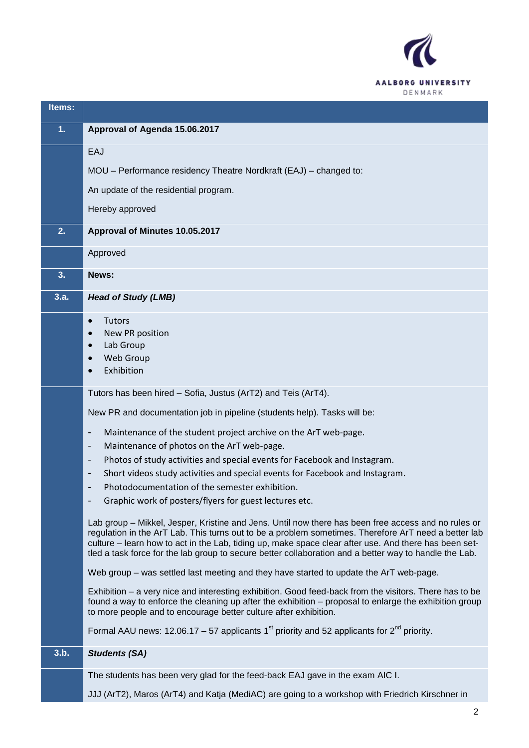| Items: | |
|---|---|
| **1.** | **Approval of Agenda 15.06.2017** |
| | EAJ<br><br>MOU – Performance residency Theatre Nordkraft (EAJ) – changed to:<br><br>An update of the residential program.<br><br>Hereby approved |
| **2.** | **Approval of Minutes 10.05.2017** |
| | Approved |
| **3.** | **News:** |
| **3.a.** | ***Head of Study (LMB)*** |
| | • Tutors<br>• New PR position<br>• Lab Group<br>• Web Group<br>• Exhibition |
| | Tutors has been hired – Sofia, Justus (ArT2) and Teis (ArT4).<br><br>New PR and documentation job in pipeline (students help). Tasks will be:<br><br>- Maintenance of the student project archive on the ArT web-page.<br>- Maintenance of photos on the ArT web-page.<br>- Photos of study activities and special events for Facebook and Instagram.<br>- Short videos study activities and special events for Facebook and Instagram.<br>- Photodocumentation of the semester exhibition.<br>- Graphic work of posters/flyers for guest lectures etc.<br><br>Lab group – Mikkel, Jesper, Kristine and Jens. Until now there has been free access and no rules or regulation in the ArT Lab. This turns out to be a problem sometimes. Therefore ArT need a better lab culture – learn how to act in the Lab, tiding up, make space clear after use. And there has been settled a task force for the lab group to secure better collaboration and a better way to handle the Lab.<br><br>Web group – was settled last meeting and they have started to update the ArT web-page.<br><br>Exhibition – a very nice and interesting exhibition. Good feed-back from the visitors. There has to be found a way to enforce the cleaning up after the exhibition – proposal to enlarge the exhibition group to more people and to encourage better culture after exhibition.<br><br>Formal AAU news: 12.06.17 – 57 applicants 1st priority and 52 applicants for 2nd priority. |
| **3.b.** | ***Students (SA)*** |
| | The students has been very glad for the feed-back EAJ gave in the exam AIC I.<br><br>JJJ (ArT2), Maros (ArT4) and Katja (MediAC) are going to a workshop with Friedrich Kirschner in |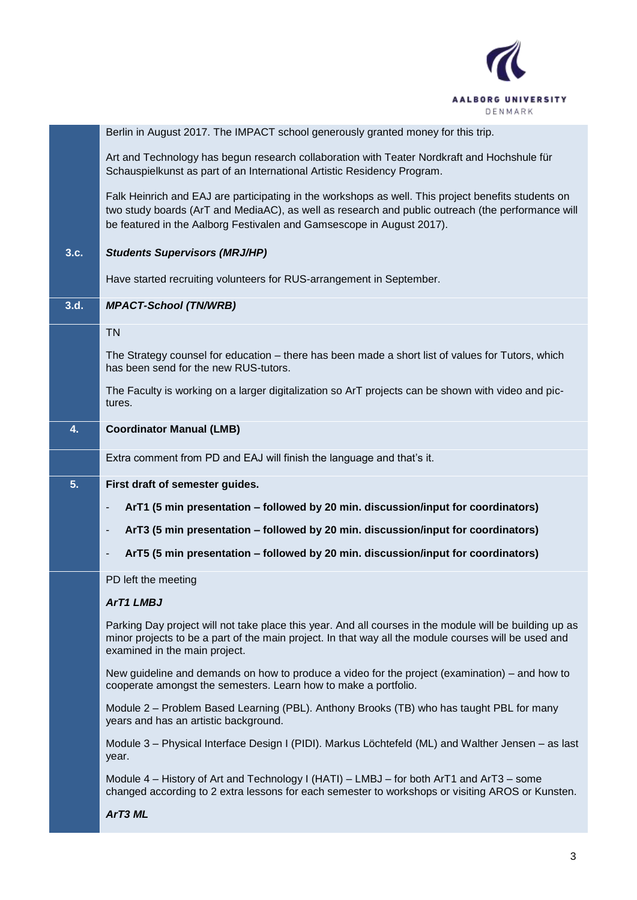Berlin in August 2017. The IMPACT school generously granted money for this trip.

Art and Technology has begun research collaboration with Teater Nordkraft and Hochshule für Schauspielkunst as part of an International Artistic Residency Program.

Falk Heinrich and EAJ are participating in the workshops as well. This project benefits students on two study boards (ArT and MediaAC), as well as research and public outreach (the performance will be featured in the Aalborg Festivalen and Gamsescope in August 2017).

**3.c.** ***Students Supervisors (MRJ/HP)***

Have started recruiting volunteers for RUS-arrangement in September.

**3.d.** ***MPACT-School (TN/WRB)***

TN

The Strategy counsel for education – there has been made a short list of values for Tutors, which has been send for the new RUS-tutors.

The Faculty is working on a larger digitalization so ArT projects can be shown with video and pic-tures.

**4.** **Coordinator Manual (LMB)**

Extra comment from PD and EAJ will finish the language and that's it.

**5.** **First draft of semester guides.**

- **ArT1 (5 min presentation – followed by 20 min. discussion/input for coordinators)**
- **ArT3 (5 min presentation – followed by 20 min. discussion/input for coordinators)**
- **ArT5 (5 min presentation – followed by 20 min. discussion/input for coordinators)**

PD left the meeting

***ArT1 LMBJ***

Parking Day project will not take place this year. And all courses in the module will be building up as minor projects to be a part of the main project. In that way all the module courses will be used and examined in the main project.

New guideline and demands on how to produce a video for the project (examination) – and how to cooperate amongst the semesters. Learn how to make a portfolio.

Module 2 – Problem Based Learning (PBL). Anthony Brooks (TB) who has taught PBL for many years and has an artistic background.

Module 3 – Physical Interface Design I (PIDI). Markus Löchtefeld (ML) and Walther Jensen – as last year.

Module 4 – History of Art and Technology I (HATI) – LMBJ – for both ArT1 and ArT3 – some changed according to 2 extra lessons for each semester to workshops or visiting AROS or Kunsten.

***ArT3 ML***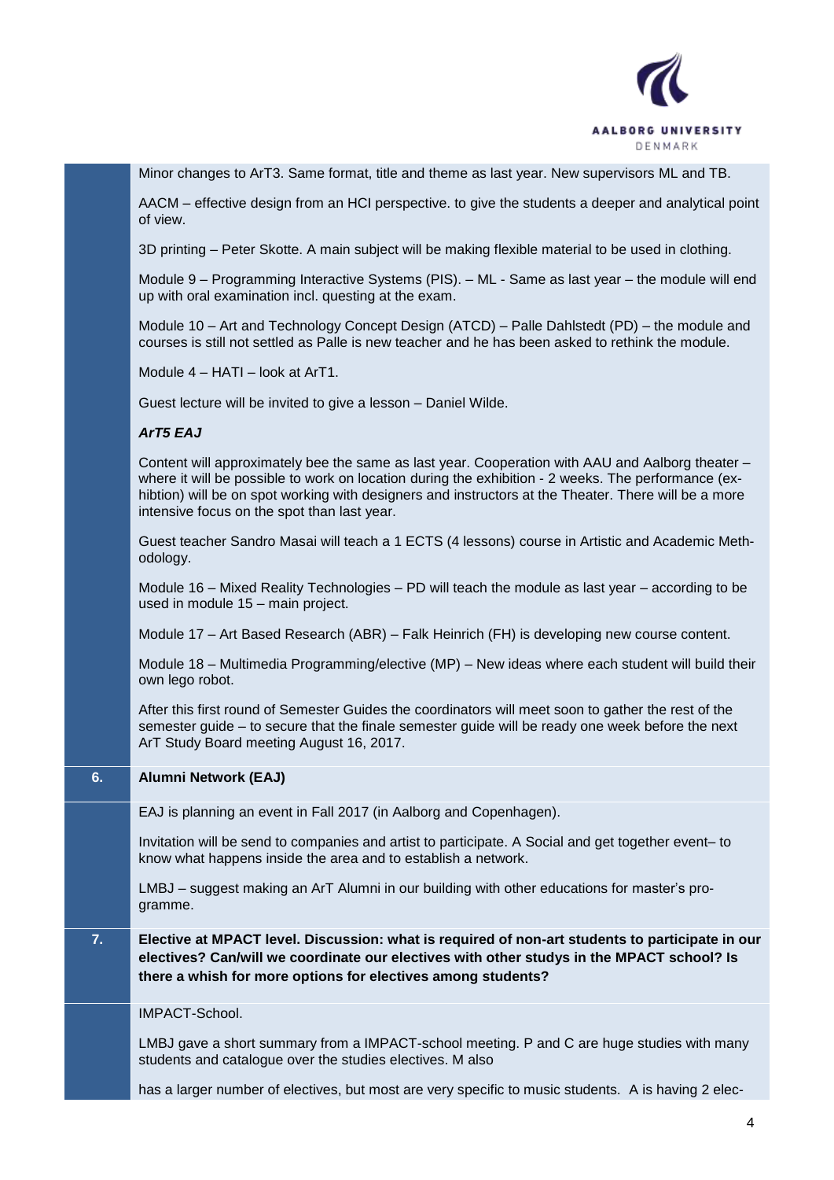Minor changes to ArT3. Same format, title and theme as last year. New supervisors ML and TB.

AACM – effective design from an HCI perspective. to give the students a deeper and analytical point of view.

3D printing – Peter Skotte. A main subject will be making flexible material to be used in clothing.

Module 9 – Programming Interactive Systems (PIS). – ML - Same as last year – the module will end up with oral examination incl. questing at the exam.

Module 10 – Art and Technology Concept Design (ATCD) – Palle Dahlstedt (PD) – the module and courses is still not settled as Palle is new teacher and he has been asked to rethink the module.

Module 4 – HATI – look at ArT1.

Guest lecture will be invited to give a lesson – Daniel Wilde.

***ArT5 EAJ***

Content will approximately bee the same as last year. Cooperation with AAU and Aalborg theater – where it will be possible to work on location during the exhibition - 2 weeks. The performance (exhibtion) will be on spot working with designers and instructors at the Theater. There will be a more intensive focus on the spot than last year.

Guest teacher Sandro Masai will teach a 1 ECTS (4 lessons) course in Artistic and Academic Methodology.

Module 16 – Mixed Reality Technologies – PD will teach the module as last year – according to be used in module 15 – main project.

Module 17 – Art Based Research (ABR) – Falk Heinrich (FH) is developing new course content.

Module 18 – Multimedia Programming/elective (MP) – New ideas where each student will build their own lego robot.

After this first round of Semester Guides the coordinators will meet soon to gather the rest of the semester guide – to secure that the finale semester guide will be ready one week before the next ArT Study Board meeting August 16, 2017.

**6. Alumni Network (EAJ)**

EAJ is planning an event in Fall 2017 (in Aalborg and Copenhagen).

Invitation will be send to companies and artist to participate. A Social and get together event– to know what happens inside the area and to establish a network.

LMBJ – suggest making an ArT Alumni in our building with other educations for master's programme.

**7. Elective at MPACT level. Discussion: what is required of non-art students to participate in our electives? Can/will we coordinate our electives with other studys in the MPACT school? Is there a whish for more options for electives among students?**

IMPACT-School.

LMBJ gave a short summary from a IMPACT-school meeting. P and C are huge studies with many students and catalogue over the studies electives. M also

has a larger number of electives, but most are very specific to music students. A is having 2 elec-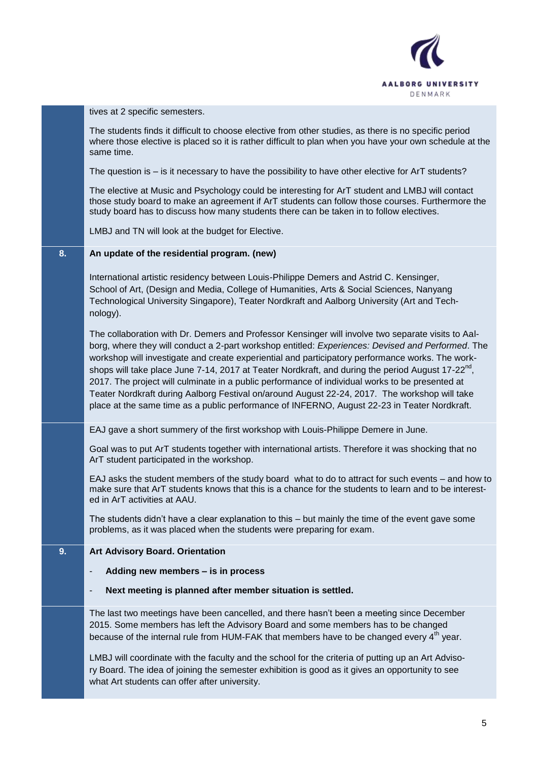tives at 2 specific semesters.

The students finds it difficult to choose elective from other studies, as there is no specific period where those elective is placed so it is rather difficult to plan when you have your own schedule at the same time.

The question is – is it necessary to have the possibility to have other elective for ArT students?

The elective at Music and Psychology could be interesting for ArT student and LMBJ will contact those study board to make an agreement if ArT students can follow those courses. Furthermore the study board has to discuss how many students there can be taken in to follow electives.

LMBJ and TN will look at the budget for Elective.

**8. An update of the residential program. (new)**

International artistic residency between Louis-Philippe Demers and Astrid C. Kensinger, School of Art, (Design and Media, College of Humanities, Arts & Social Sciences, Nanyang Technological University Singapore), Teater Nordkraft and Aalborg University (Art and Technology).

The collaboration with Dr. Demers and Professor Kensinger will involve two separate visits to Aalborg, where they will conduct a 2-part workshop entitled: *Experiences: Devised and Performed*. The workshop will investigate and create experiential and participatory performance works. The workshops will take place June 7-14, 2017 at Teater Nordkraft, and during the period August 17-22nd, 2017. The project will culminate in a public performance of individual works to be presented at Teater Nordkraft during Aalborg Festival on/around August 22-24, 2017. The workshop will take place at the same time as a public performance of INFERNO, August 22-23 in Teater Nordkraft.

EAJ gave a short summery of the first workshop with Louis-Philippe Demere in June.

Goal was to put ArT students together with international artists. Therefore it was shocking that no ArT student participated in the workshop.

EAJ asks the student members of the study board what to do to attract for such events – and how to make sure that ArT students knows that this is a chance for the students to learn and to be interested in ArT activities at AAU.

The students didn't have a clear explanation to this – but mainly the time of the event gave some problems, as it was placed when the students were preparing for exam.

**9. Art Advisory Board. Orientation**

- **Adding new members – is in process**
- **Next meeting is planned after member situation is settled.**

The last two meetings have been cancelled, and there hasn't been a meeting since December 2015. Some members has left the Advisory Board and some members has to be changed because of the internal rule from HUM-FAK that members have to be changed every 4th year.

LMBJ will coordinate with the faculty and the school for the criteria of putting up an Art Advisory Board. The idea of joining the semester exhibition is good as it gives an opportunity to see what Art students can offer after university.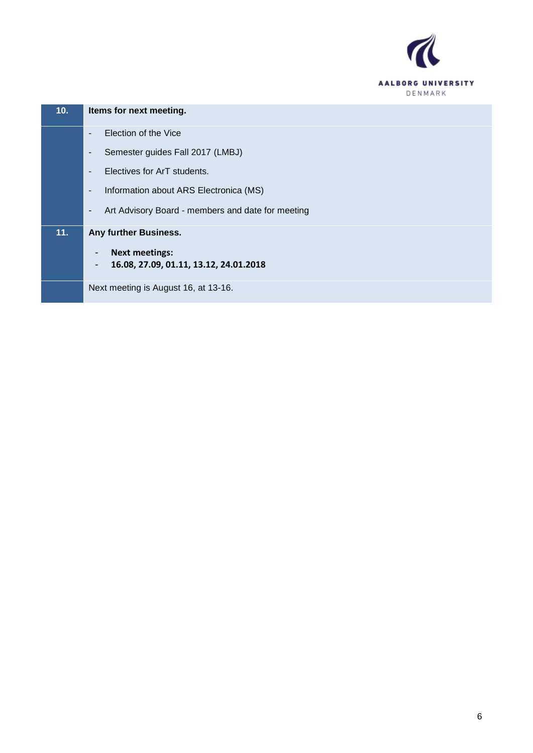| | |
|---|---|
| **10.** | **Items for next meeting.** |
| | - Election of the Vice<br>- Semester guides Fall 2017 (LMBJ)<br>- Electives for ArT students.<br>- Information about ARS Electronica (MS)<br>- Art Advisory Board - members and date for meeting |
| **11.** | **Any further Business.**<br>- **Next meetings:**<br>- **16.08, 27.09, 01.11, 13.12, 24.01.2018** |
| | Next meeting is August 16, at 13-16. |